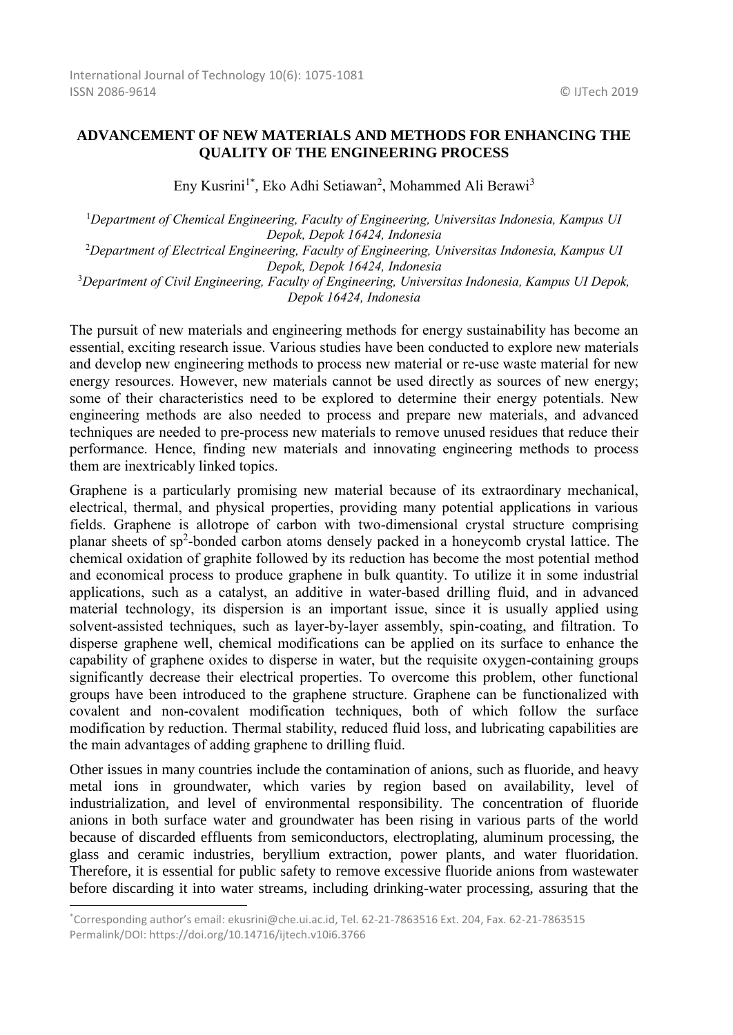# ADVANCEMENT OF NEW MATERIALS AND METHODS FOR ENHANCING THE QUALITY OF THE ENGINEERING PROCESS

Eny Kusrini[1*], Eko Adhi Setiawan[2], Mohammed Ali Berawi[3]

[1]*Department of Chemical Engineering, Faculty of Engineering, Universitas Indonesia, Kampus UI Depok, Depok 16424, Indonesia*
[2]*Department of Electrical Engineering, Faculty of Engineering, Universitas Indonesia, Kampus UI Depok, Depok 16424, Indonesia*
[3]*Department of Civil Engineering, Faculty of Engineering, Universitas Indonesia, Kampus UI Depok, Depok 16424, Indonesia*

The pursuit of new materials and engineering methods for energy sustainability has become an essential, exciting research issue. Various studies have been conducted to explore new materials and develop new engineering methods to process new material or re-use waste material for new energy resources. However, new materials cannot be used directly as sources of new energy; some of their characteristics need to be explored to determine their energy potentials. New engineering methods are also needed to process and prepare new materials, and advanced techniques are needed to pre-process new materials to remove unused residues that reduce their performance. Hence, finding new materials and innovating engineering methods to process them are inextricably linked topics.

Graphene is a particularly promising new material because of its extraordinary mechanical, electrical, thermal, and physical properties, providing many potential applications in various fields. Graphene is allotrope of carbon with two-dimensional crystal structure comprising planar sheets of $sp^2$-bonded carbon atoms densely packed in a honeycomb crystal lattice. The chemical oxidation of graphite followed by its reduction has become the most potential method and economical process to produce graphene in bulk quantity. To utilize it in some industrial applications, such as a catalyst, an additive in water-based drilling fluid, and in advanced material technology, its dispersion is an important issue, since it is usually applied using solvent-assisted techniques, such as layer-by-layer assembly, spin-coating, and filtration. To disperse graphene well, chemical modifications can be applied on its surface to enhance the capability of graphene oxides to disperse in water, but the requisite oxygen-containing groups significantly decrease their electrical properties. To overcome this problem, other functional groups have been introduced to the graphene structure. Graphene can be functionalized with covalent and non-covalent modification techniques, both of which follow the surface modification by reduction. Thermal stability, reduced fluid loss, and lubricating capabilities are the main advantages of adding graphene to drilling fluid.

Other issues in many countries include the contamination of anions, such as fluoride, and heavy metal ions in groundwater, which varies by region based on availability, level of industrialization, and level of environmental responsibility. The concentration of fluoride anions in both surface water and groundwater has been rising in various parts of the world because of discarded effluents from semiconductors, electroplating, aluminum processing, the glass and ceramic industries, beryllium extraction, power plants, and water fluoridation. Therefore, it is essential for public safety to remove excessive fluoride anions from wastewater before discarding it into water streams, including drinking-water processing, assuring that the

---

*Corresponding author's email: ekusrini@che.ui.ac.id, Tel. 62-21-7863516 Ext. 204, Fax. 62-21-7863515
Permalink/DOI: https://doi.org/10.14716/ijtech.v10i6.3766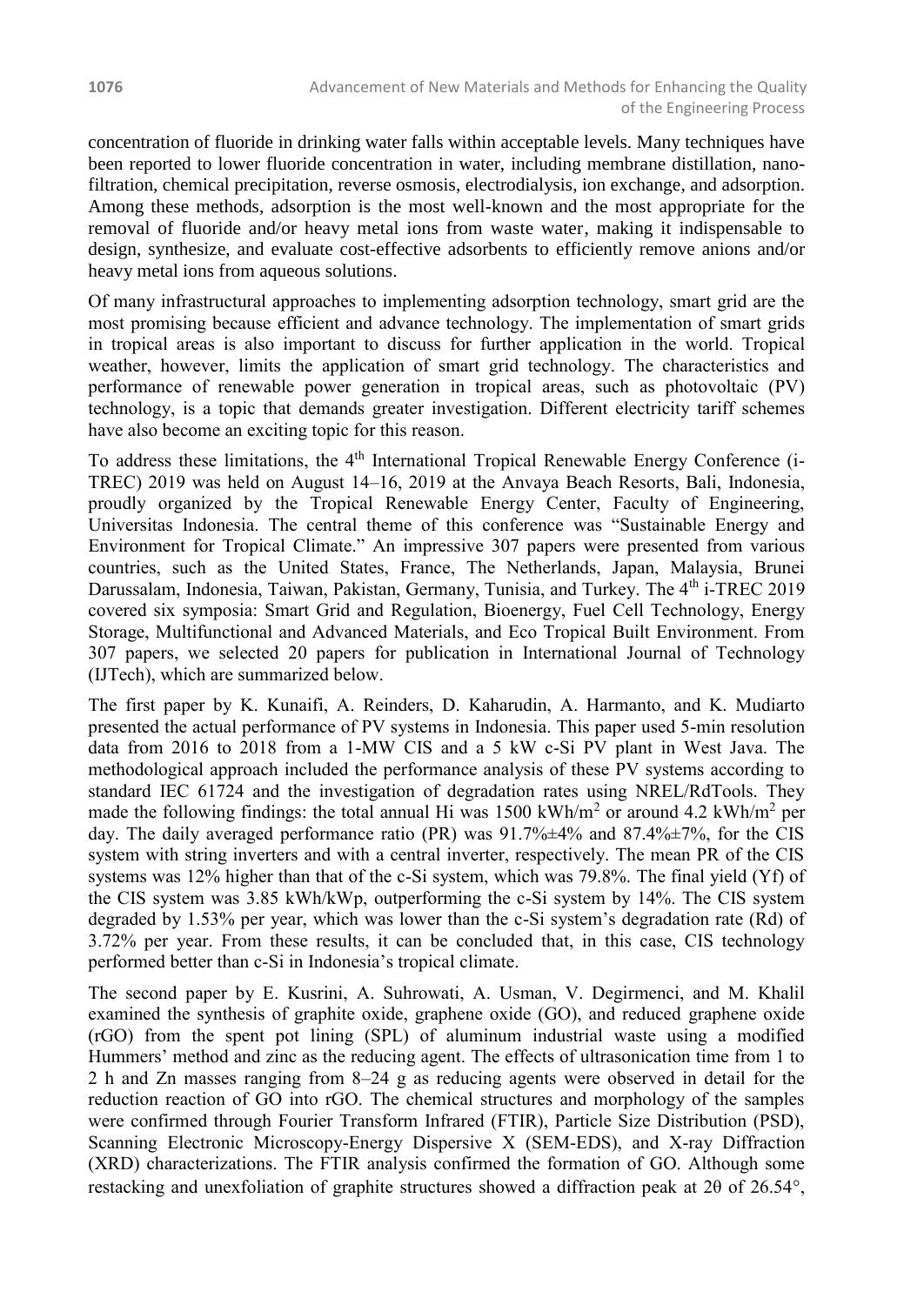concentration of fluoride in drinking water falls within acceptable levels. Many techniques have been reported to lower fluoride concentration in water, including membrane distillation, nano-filtration, chemical precipitation, reverse osmosis, electrodialysis, ion exchange, and adsorption. Among these methods, adsorption is the most well-known and the most appropriate for the removal of fluoride and/or heavy metal ions from waste water, making it indispensable to design, synthesize, and evaluate cost-effective adsorbents to efficiently remove anions and/or heavy metal ions from aqueous solutions.

Of many infrastructural approaches to implementing adsorption technology, smart grid are the most promising because efficient and advance technology. The implementation of smart grids in tropical areas is also important to discuss for further application in the world. Tropical weather, however, limits the application of smart grid technology. The characteristics and performance of renewable power generation in tropical areas, such as photovoltaic (PV) technology, is a topic that demands greater investigation. Different electricity tariff schemes have also become an exciting topic for this reason.

To address these limitations, the 4$^{th}$ International Tropical Renewable Energy Conference (i-TREC) 2019 was held on August 14–16, 2019 at the Anvaya Beach Resorts, Bali, Indonesia, proudly organized by the Tropical Renewable Energy Center, Faculty of Engineering, Universitas Indonesia. The central theme of this conference was "Sustainable Energy and Environment for Tropical Climate." An impressive 307 papers were presented from various countries, such as the United States, France, The Netherlands, Japan, Malaysia, Brunei Darussalam, Indonesia, Taiwan, Pakistan, Germany, Tunisia, and Turkey. The 4$^{th}$ i-TREC 2019 covered six symposia: Smart Grid and Regulation, Bioenergy, Fuel Cell Technology, Energy Storage, Multifunctional and Advanced Materials, and Eco Tropical Built Environment. From 307 papers, we selected 20 papers for publication in International Journal of Technology (IJTech), which are summarized below.

The first paper by K. Kunaifi, A. Reinders, D. Kaharudin, A. Harmanto, and K. Mudiarto presented the actual performance of PV systems in Indonesia. This paper used 5-min resolution data from 2016 to 2018 from a 1-MW CIS and a 5 kW c-Si PV plant in West Java. The methodological approach included the performance analysis of these PV systems according to standard IEC 61724 and the investigation of degradation rates using NREL/RdTools. They made the following findings: the total annual Hi was 1500 kWh/m$^2$ or around 4.2 kWh/m$^2$ per day. The daily averaged performance ratio (PR) was 91.7%±4% and 87.4%±7%, for the CIS system with string inverters and with a central inverter, respectively. The mean PR of the CIS systems was 12% higher than that of the c-Si system, which was 79.8%. The final yield (Yf) of the CIS system was 3.85 kWh/kWp, outperforming the c-Si system by 14%. The CIS system degraded by 1.53% per year, which was lower than the c-Si system's degradation rate (Rd) of 3.72% per year. From these results, it can be concluded that, in this case, CIS technology performed better than c-Si in Indonesia's tropical climate.

The second paper by E. Kusrini, A. Suhrowati, A. Usman, V. Degirmenci, and M. Khalil examined the synthesis of graphite oxide, graphene oxide (GO), and reduced graphene oxide (rGO) from the spent pot lining (SPL) of aluminum industrial waste using a modified Hummers' method and zinc as the reducing agent. The effects of ultrasonication time from 1 to 2 h and Zn masses ranging from 8–24 g as reducing agents were observed in detail for the reduction reaction of GO into rGO. The chemical structures and morphology of the samples were confirmed through Fourier Transform Infrared (FTIR), Particle Size Distribution (PSD), Scanning Electronic Microscopy-Energy Dispersive X (SEM-EDS), and X-ray Diffraction (XRD) characterizations. The FTIR analysis confirmed the formation of GO. Although some restacking and unexfoliation of graphite structures showed a diffraction peak at 2θ of 26.54°,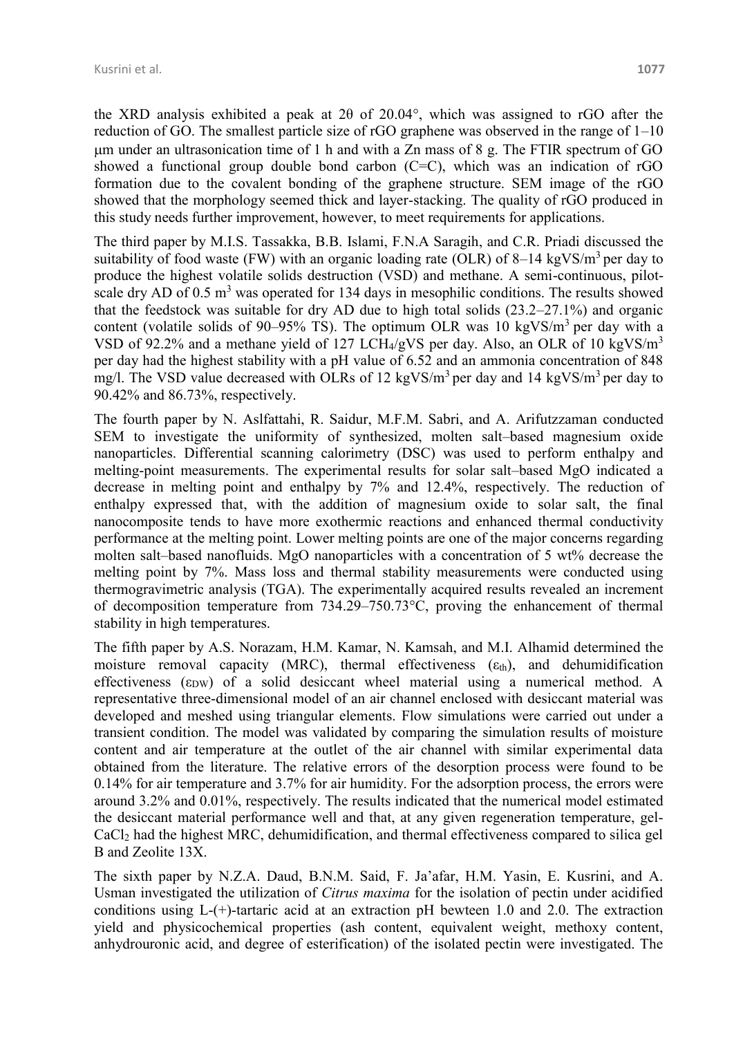the XRD analysis exhibited a peak at 2θ of 20.04°, which was assigned to rGO after the reduction of GO. The smallest particle size of rGO graphene was observed in the range of 1–10 μm under an ultrasonication time of 1 h and with a Zn mass of 8 g. The FTIR spectrum of GO showed a functional group double bond carbon (C=C), which was an indication of rGO formation due to the covalent bonding of the graphene structure. SEM image of the rGO showed that the morphology seemed thick and layer-stacking. The quality of rGO produced in this study needs further improvement, however, to meet requirements for applications.

The third paper by M.I.S. Tassakka, B.B. Islami, F.N.A Saragih, and C.R. Priadi discussed the suitability of food waste (FW) with an organic loading rate (OLR) of 8–14 kgVS/$m^3$ per day to produce the highest volatile solids destruction (VSD) and methane. A semi-continuous, pilot-scale dry AD of 0.5 $m^3$ was operated for 134 days in mesophilic conditions. The results showed that the feedstock was suitable for dry AD due to high total solids (23.2–27.1%) and organic content (volatile solids of 90–95% TS). The optimum OLR was 10 kgVS/$m^3$ per day with a VSD of 92.2% and a methane yield of 127 $LCH_4$/gVS per day. Also, an OLR of 10 kgVS/$m^3$ per day had the highest stability with a pH value of 6.52 and an ammonia concentration of 848 mg/l. The VSD value decreased with OLRs of 12 kgVS/$m^3$ per day and 14 kgVS/$m^3$ per day to 90.42% and 86.73%, respectively.

The fourth paper by N. Aslfattahi, R. Saidur, M.F.M. Sabri, and A. Arifutzzaman conducted SEM to investigate the uniformity of synthesized, molten salt–based magnesium oxide nanoparticles. Differential scanning calorimetry (DSC) was used to perform enthalpy and melting-point measurements. The experimental results for solar salt–based MgO indicated a decrease in melting point and enthalpy by 7% and 12.4%, respectively. The reduction of enthalpy expressed that, with the addition of magnesium oxide to solar salt, the final nanocomposite tends to have more exothermic reactions and enhanced thermal conductivity performance at the melting point. Lower melting points are one of the major concerns regarding molten salt–based nanofluids. MgO nanoparticles with a concentration of 5 wt% decrease the melting point by 7%. Mass loss and thermal stability measurements were conducted using thermogravimetric analysis (TGA). The experimentally acquired results revealed an increment of decomposition temperature from 734.29–750.73°C, proving the enhancement of thermal stability in high temperatures.

The fifth paper by A.S. Norazam, H.M. Kamar, N. Kamsah, and M.I. Alhamid determined the moisture removal capacity (MRC), thermal effectiveness ($\varepsilon_{th}$), and dehumidification effectiveness ($\varepsilon_{DW}$) of a solid desiccant wheel material using a numerical method. A representative three-dimensional model of an air channel enclosed with desiccant material was developed and meshed using triangular elements. Flow simulations were carried out under a transient condition. The model was validated by comparing the simulation results of moisture content and air temperature at the outlet of the air channel with similar experimental data obtained from the literature. The relative errors of the desorption process were found to be 0.14% for air temperature and 3.7% for air humidity. For the adsorption process, the errors were around 3.2% and 0.01%, respectively. The results indicated that the numerical model estimated the desiccant material performance well and that, at any given regeneration temperature, gel-$CaCl_2$ had the highest MRC, dehumidification, and thermal effectiveness compared to silica gel B and Zeolite 13X.

The sixth paper by N.Z.A. Daud, B.N.M. Said, F. Ja'afar, H.M. Yasin, E. Kusrini, and A. Usman investigated the utilization of *Citrus maxima* for the isolation of pectin under acidified conditions using L-(+)-tartaric acid at an extraction pH bewteen 1.0 and 2.0. The extraction yield and physicochemical properties (ash content, equivalent weight, methoxy content, anhydrouronic acid, and degree of esterification) of the isolated pectin were investigated. The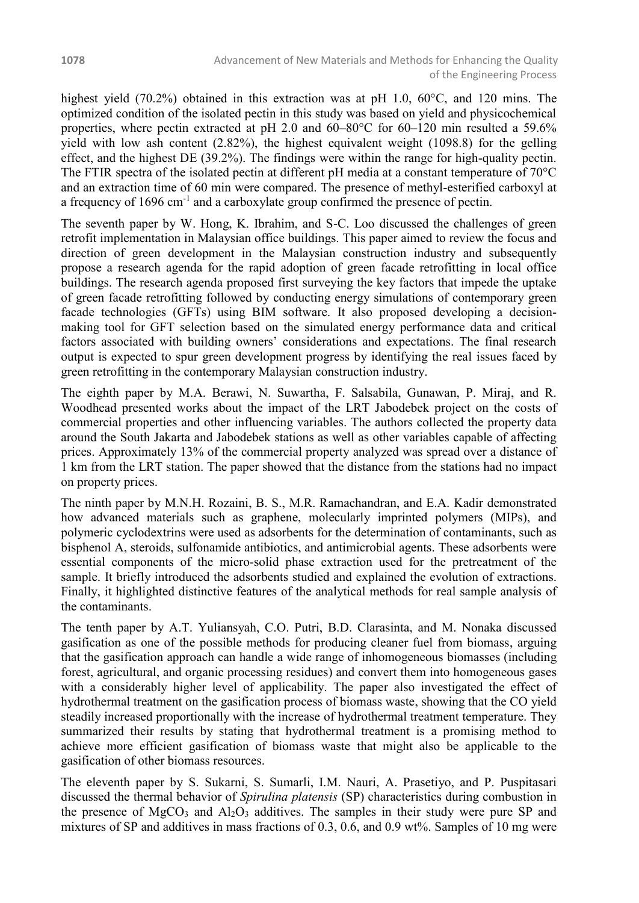highest yield (70.2%) obtained in this extraction was at pH 1.0, 60°C, and 120 mins. The optimized condition of the isolated pectin in this study was based on yield and physicochemical properties, where pectin extracted at pH 2.0 and 60–80°C for 60–120 min resulted a 59.6% yield with low ash content (2.82%), the highest equivalent weight (1098.8) for the gelling effect, and the highest DE (39.2%). The findings were within the range for high-quality pectin. The FTIR spectra of the isolated pectin at different pH media at a constant temperature of 70°C and an extraction time of 60 min were compared. The presence of methyl-esterified carboxyl at a frequency of 1696 $cm^{-1}$ and a carboxylate group confirmed the presence of pectin.

The seventh paper by W. Hong, K. Ibrahim, and S-C. Loo discussed the challenges of green retrofit implementation in Malaysian office buildings. This paper aimed to review the focus and direction of green development in the Malaysian construction industry and subsequently propose a research agenda for the rapid adoption of green facade retrofitting in local office buildings. The research agenda proposed first surveying the key factors that impede the uptake of green facade retrofitting followed by conducting energy simulations of contemporary green facade technologies (GFTs) using BIM software. It also proposed developing a decision-making tool for GFT selection based on the simulated energy performance data and critical factors associated with building owners' considerations and expectations. The final research output is expected to spur green development progress by identifying the real issues faced by green retrofitting in the contemporary Malaysian construction industry.

The eighth paper by M.A. Berawi, N. Suwartha, F. Salsabila, Gunawan, P. Miraj, and R. Woodhead presented works about the impact of the LRT Jabodebek project on the costs of commercial properties and other influencing variables. The authors collected the property data around the South Jakarta and Jabodebek stations as well as other variables capable of affecting prices. Approximately 13% of the commercial property analyzed was spread over a distance of 1 km from the LRT station. The paper showed that the distance from the stations had no impact on property prices.

The ninth paper by M.N.H. Rozaini, B. S., M.R. Ramachandran, and E.A. Kadir demonstrated how advanced materials such as graphene, molecularly imprinted polymers (MIPs), and polymeric cyclodextrins were used as adsorbents for the determination of contaminants, such as bisphenol A, steroids, sulfonamide antibiotics, and antimicrobial agents. These adsorbents were essential components of the micro-solid phase extraction used for the pretreatment of the sample. It briefly introduced the adsorbents studied and explained the evolution of extractions. Finally, it highlighted distinctive features of the analytical methods for real sample analysis of the contaminants.

The tenth paper by A.T. Yuliansyah, C.O. Putri, B.D. Clarasinta, and M. Nonaka discussed gasification as one of the possible methods for producing cleaner fuel from biomass, arguing that the gasification approach can handle a wide range of inhomogeneous biomasses (including forest, agricultural, and organic processing residues) and convert them into homogeneous gases with a considerably higher level of applicability. The paper also investigated the effect of hydrothermal treatment on the gasification process of biomass waste, showing that the CO yield steadily increased proportionally with the increase of hydrothermal treatment temperature. They summarized their results by stating that hydrothermal treatment is a promising method to achieve more efficient gasification of biomass waste that might also be applicable to the gasification of other biomass resources.

The eleventh paper by S. Sukarni, S. Sumarli, I.M. Nauri, A. Prasetiyo, and P. Puspitasari discussed the thermal behavior of *Spirulina platensis* (SP) characteristics during combustion in the presence of $MgCO_3$ and $Al_2O_3$ additives. The samples in their study were pure SP and mixtures of SP and additives in mass fractions of 0.3, 0.6, and 0.9 wt%. Samples of 10 mg were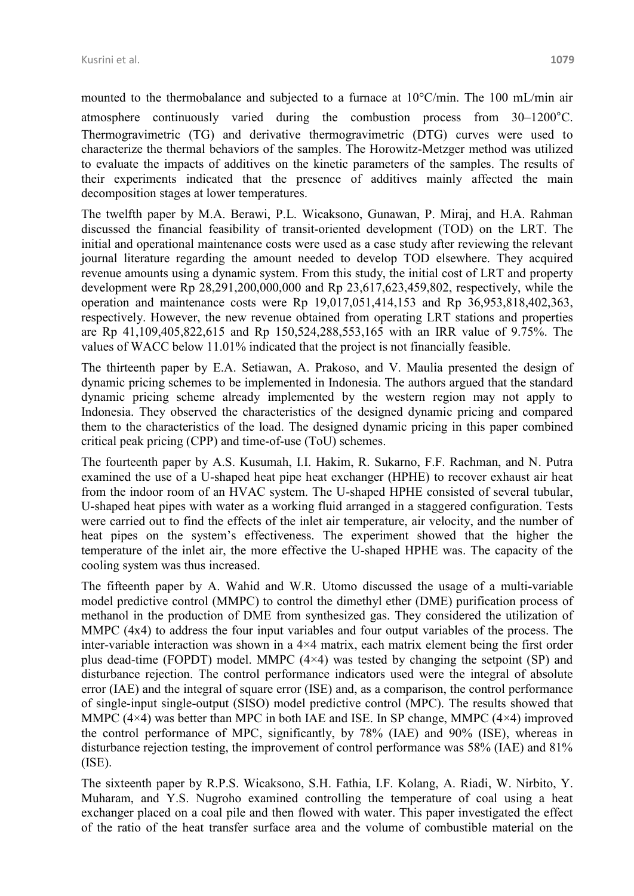mounted to the thermobalance and subjected to a furnace at 10°C/min. The 100 mL/min air atmosphere continuously varied during the combustion process from 30–1200°C. Thermogravimetric (TG) and derivative thermogravimetric (DTG) curves were used to characterize the thermal behaviors of the samples. The Horowitz-Metzger method was utilized to evaluate the impacts of additives on the kinetic parameters of the samples. The results of their experiments indicated that the presence of additives mainly affected the main decomposition stages at lower temperatures.

The twelfth paper by M.A. Berawi, P.L. Wicaksono, Gunawan, P. Miraj, and H.A. Rahman discussed the financial feasibility of transit-oriented development (TOD) on the LRT. The initial and operational maintenance costs were used as a case study after reviewing the relevant journal literature regarding the amount needed to develop TOD elsewhere. They acquired revenue amounts using a dynamic system. From this study, the initial cost of LRT and property development were Rp 28,291,200,000,000 and Rp 23,617,623,459,802, respectively, while the operation and maintenance costs were Rp 19,017,051,414,153 and Rp 36,953,818,402,363, respectively. However, the new revenue obtained from operating LRT stations and properties are Rp 41,109,405,822,615 and Rp 150,524,288,553,165 with an IRR value of 9.75%. The values of WACC below 11.01% indicated that the project is not financially feasible.

The thirteenth paper by E.A. Setiawan, A. Prakoso, and V. Maulia presented the design of dynamic pricing schemes to be implemented in Indonesia. The authors argued that the standard dynamic pricing scheme already implemented by the western region may not apply to Indonesia. They observed the characteristics of the designed dynamic pricing and compared them to the characteristics of the load. The designed dynamic pricing in this paper combined critical peak pricing (CPP) and time-of-use (ToU) schemes.

The fourteenth paper by A.S. Kusumah, I.I. Hakim, R. Sukarno, F.F. Rachman, and N. Putra examined the use of a U-shaped heat pipe heat exchanger (HPHE) to recover exhaust air heat from the indoor room of an HVAC system. The U-shaped HPHE consisted of several tubular, U-shaped heat pipes with water as a working fluid arranged in a staggered configuration. Tests were carried out to find the effects of the inlet air temperature, air velocity, and the number of heat pipes on the system's effectiveness. The experiment showed that the higher the temperature of the inlet air, the more effective the U-shaped HPHE was. The capacity of the cooling system was thus increased.

The fifteenth paper by A. Wahid and W.R. Utomo discussed the usage of a multi-variable model predictive control (MMPC) to control the dimethyl ether (DME) purification process of methanol in the production of DME from synthesized gas. They considered the utilization of MMPC (4x4) to address the four input variables and four output variables of the process. The inter-variable interaction was shown in a 4×4 matrix, each matrix element being the first order plus dead-time (FOPDT) model. MMPC (4×4) was tested by changing the setpoint (SP) and disturbance rejection. The control performance indicators used were the integral of absolute error (IAE) and the integral of square error (ISE) and, as a comparison, the control performance of single-input single-output (SISO) model predictive control (MPC). The results showed that MMPC (4×4) was better than MPC in both IAE and ISE. In SP change, MMPC (4×4) improved the control performance of MPC, significantly, by 78% (IAE) and 90% (ISE), whereas in disturbance rejection testing, the improvement of control performance was 58% (IAE) and 81% (ISE).

The sixteenth paper by R.P.S. Wicaksono, S.H. Fathia, I.F. Kolang, A. Riadi, W. Nirbito, Y. Muharam, and Y.S. Nugroho examined controlling the temperature of coal using a heat exchanger placed on a coal pile and then flowed with water. This paper investigated the effect of the ratio of the heat transfer surface area and the volume of combustible material on the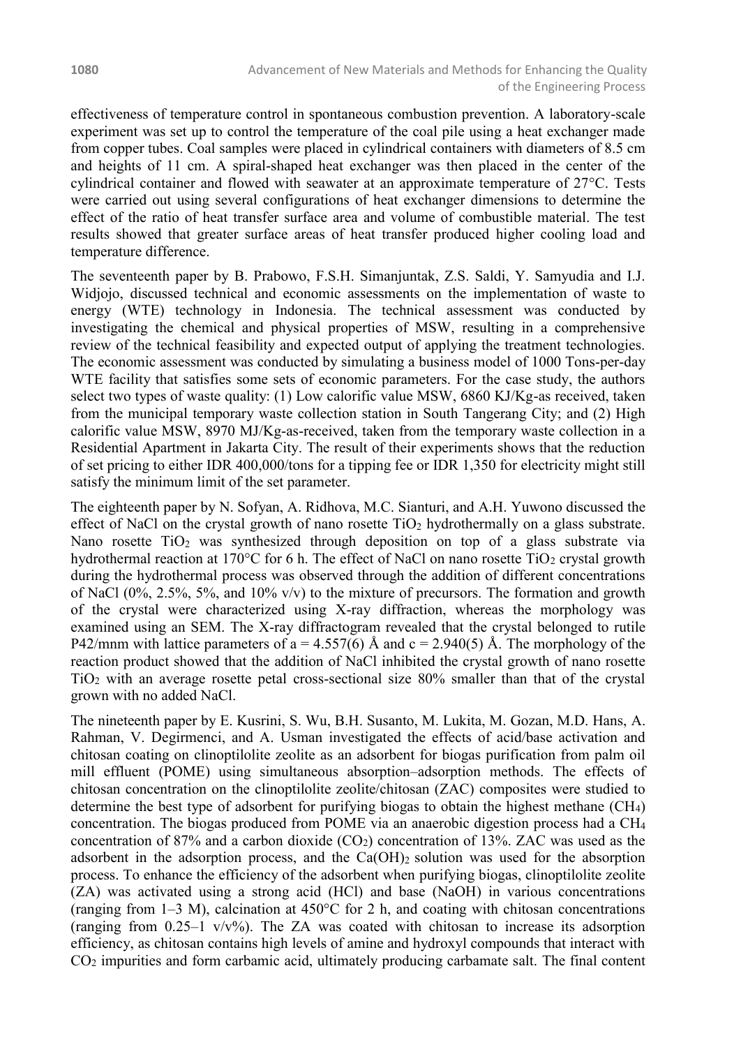effectiveness of temperature control in spontaneous combustion prevention. A laboratory-scale experiment was set up to control the temperature of the coal pile using a heat exchanger made from copper tubes. Coal samples were placed in cylindrical containers with diameters of 8.5 cm and heights of 11 cm. A spiral-shaped heat exchanger was then placed in the center of the cylindrical container and flowed with seawater at an approximate temperature of 27°C. Tests were carried out using several configurations of heat exchanger dimensions to determine the effect of the ratio of heat transfer surface area and volume of combustible material. The test results showed that greater surface areas of heat transfer produced higher cooling load and temperature difference.

The seventeenth paper by B. Prabowo, F.S.H. Simanjuntak, Z.S. Saldi, Y. Samyudia and I.J. Widjojo, discussed technical and economic assessments on the implementation of waste to energy (WTE) technology in Indonesia. The technical assessment was conducted by investigating the chemical and physical properties of MSW, resulting in a comprehensive review of the technical feasibility and expected output of applying the treatment technologies. The economic assessment was conducted by simulating a business model of 1000 Tons-per-day WTE facility that satisfies some sets of economic parameters. For the case study, the authors select two types of waste quality: (1) Low calorific value MSW, 6860 KJ/Kg-as received, taken from the municipal temporary waste collection station in South Tangerang City; and (2) High calorific value MSW, 8970 MJ/Kg-as-received, taken from the temporary waste collection in a Residential Apartment in Jakarta City. The result of their experiments shows that the reduction of set pricing to either IDR 400,000/tons for a tipping fee or IDR 1,350 for electricity might still satisfy the minimum limit of the set parameter.

The eighteenth paper by N. Sofyan, A. Ridhova, M.C. Sianturi, and A.H. Yuwono discussed the effect of NaCl on the crystal growth of nano rosette $TiO_2$ hydrothermally on a glass substrate. Nano rosette $TiO_2$ was synthesized through deposition on top of a glass substrate via hydrothermal reaction at 170°C for 6 h. The effect of NaCl on nano rosette $TiO_2$ crystal growth during the hydrothermal process was observed through the addition of different concentrations of NaCl (0%, 2.5%, 5%, and 10% v/v) to the mixture of precursors. The formation and growth of the crystal were characterized using X-ray diffraction, whereas the morphology was examined using an SEM. The X-ray diffractogram revealed that the crystal belonged to rutile P42/mnm with lattice parameters of a = 4.557(6) Å and c = 2.940(5) Å. The morphology of the reaction product showed that the addition of NaCl inhibited the crystal growth of nano rosette $TiO_2$ with an average rosette petal cross-sectional size 80% smaller than that of the crystal grown with no added NaCl.

The nineteenth paper by E. Kusrini, S. Wu, B.H. Susanto, M. Lukita, M. Gozan, M.D. Hans, A. Rahman, V. Degirmenci, and A. Usman investigated the effects of acid/base activation and chitosan coating on clinoptilolite zeolite as an adsorbent for biogas purification from palm oil mill effluent (POME) using simultaneous absorption–adsorption methods. The effects of chitosan concentration on the clinoptilolite zeolite/chitosan (ZAC) composites were studied to determine the best type of adsorbent for purifying biogas to obtain the highest methane ($CH_4$) concentration. The biogas produced from POME via an anaerobic digestion process had a $CH_4$ concentration of 87% and a carbon dioxide ($CO_2$) concentration of 13%. ZAC was used as the adsorbent in the adsorption process, and the $Ca(OH)_2$ solution was used for the absorption process. To enhance the efficiency of the adsorbent when purifying biogas, clinoptilolite zeolite (ZA) was activated using a strong acid (HCl) and base (NaOH) in various concentrations (ranging from 1–3 M), calcination at 450°C for 2 h, and coating with chitosan concentrations (ranging from 0.25–1 v/v%). The ZA was coated with chitosan to increase its adsorption efficiency, as chitosan contains high levels of amine and hydroxyl compounds that interact with $CO_2$ impurities and form carbamic acid, ultimately producing carbamate salt. The final content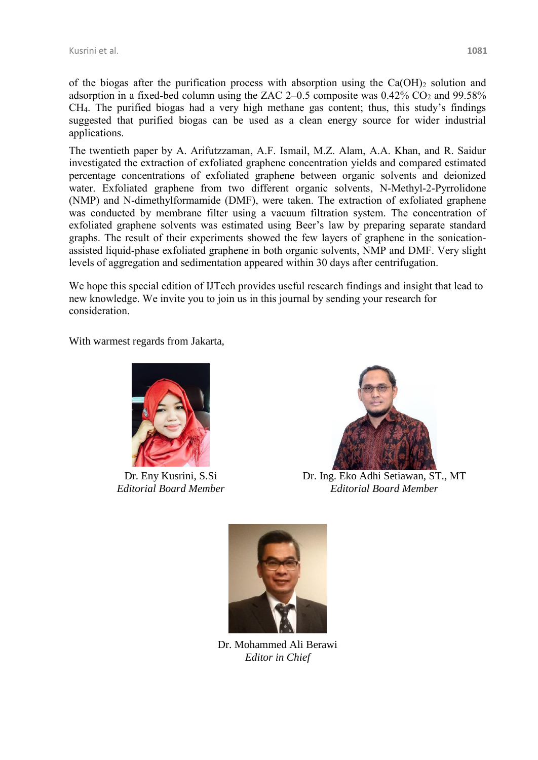of the biogas after the purification process with absorption using the $Ca(OH)_2$ solution and adsorption in a fixed-bed column using the ZAC 2–0.5 composite was 0.42% $CO_2$ and 99.58% $CH_4$. The purified biogas had a very high methane gas content; thus, this study's findings suggested that purified biogas can be used as a clean energy source for wider industrial applications.

The twentieth paper by A. Arifutzzaman, A.F. Ismail, M.Z. Alam, A.A. Khan, and R. Saidur investigated the extraction of exfoliated graphene concentration yields and compared estimated percentage concentrations of exfoliated graphene between organic solvents and deionized water. Exfoliated graphene from two different organic solvents, N-Methyl-2-Pyrrolidone (NMP) and N-dimethylformamide (DMF), were taken. The extraction of exfoliated graphene was conducted by membrane filter using a vacuum filtration system. The concentration of exfoliated graphene solvents was estimated using Beer's law by preparing separate standard graphs. The result of their experiments showed the few layers of graphene in the sonication-assisted liquid-phase exfoliated graphene in both organic solvents, NMP and DMF. Very slight levels of aggregation and sedimentation appeared within 30 days after centrifugation.

We hope this special edition of IJTech provides useful research findings and insight that lead to new knowledge. We invite you to join us in this journal by sending your research for consideration.

With warmest regards from Jakarta,

Dr. Eny Kusrini, S.Si
*Editorial Board Member*

Dr. Ing. Eko Adhi Setiawan, ST., MT
*Editorial Board Member*

Dr. Mohammed Ali Berawi
*Editor in Chief*